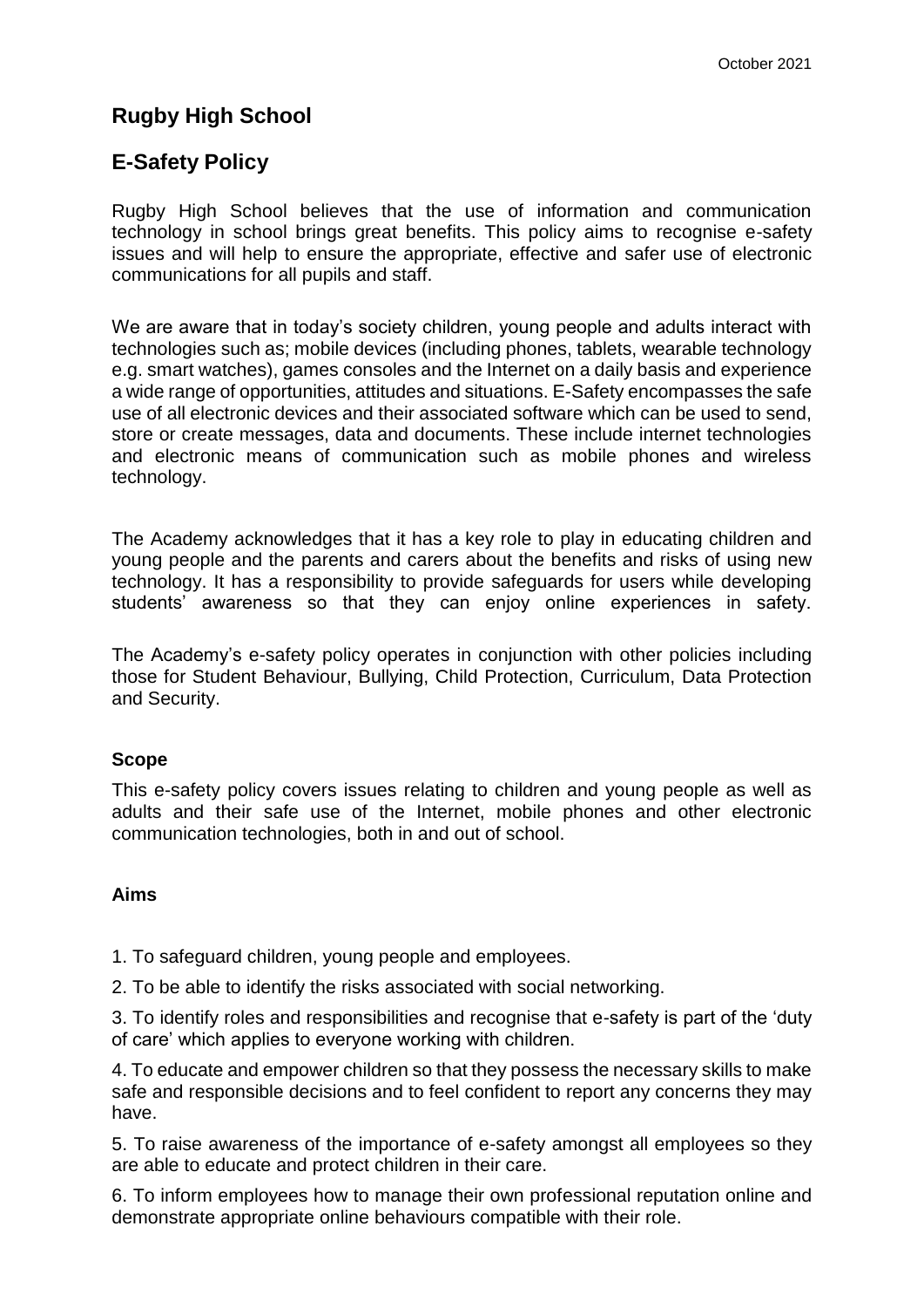October 2021

# Rugby High School

## E-Safety Policy

Rugby High School believes that the use of information and communication technology in school brings great benefits. This policy aims to recognise e-safety issues and will help to ensure the appropriate, effective and safer use of electronic communications for all pupils and staff.

We are aware that in today's society children, young people and adults interact with technologies such as; mobile devices (including phones, tablets, wearable technology e.g. smart watches), games consoles and the Internet on a daily basis and experience a wide range of opportunities, attitudes and situations. E-Safety encompasses the safe use of all electronic devices and their associated software which can be used to send, store or create messages, data and documents. These include internet technologies and electronic means of communication such as mobile phones and wireless technology.

The Academy acknowledges that it has a key role to play in educating children and young people and the parents and carers about the benefits and risks of using new technology. It has a responsibility to provide safeguards for users while developing students' awareness so that they can enjoy online experiences in safety.

The Academy's e-safety policy operates in conjunction with other policies including those for Student Behaviour, Bullying, Child Protection, Curriculum, Data Protection and Security.

**Scope**

This e-safety policy covers issues relating to children and young people as well as adults and their safe use of the Internet, mobile phones and other electronic communication technologies, both in and out of school.

**Aims**

1. To safeguard children, young people and employees.

2. To be able to identify the risks associated with social networking.

3. To identify roles and responsibilities and recognise that e-safety is part of the 'duty of care' which applies to everyone working with children.

4. To educate and empower children so that they possess the necessary skills to make safe and responsible decisions and to feel confident to report any concerns they may have.

5. To raise awareness of the importance of e-safety amongst all employees so they are able to educate and protect children in their care.

6. To inform employees how to manage their own professional reputation online and demonstrate appropriate online behaviours compatible with their role.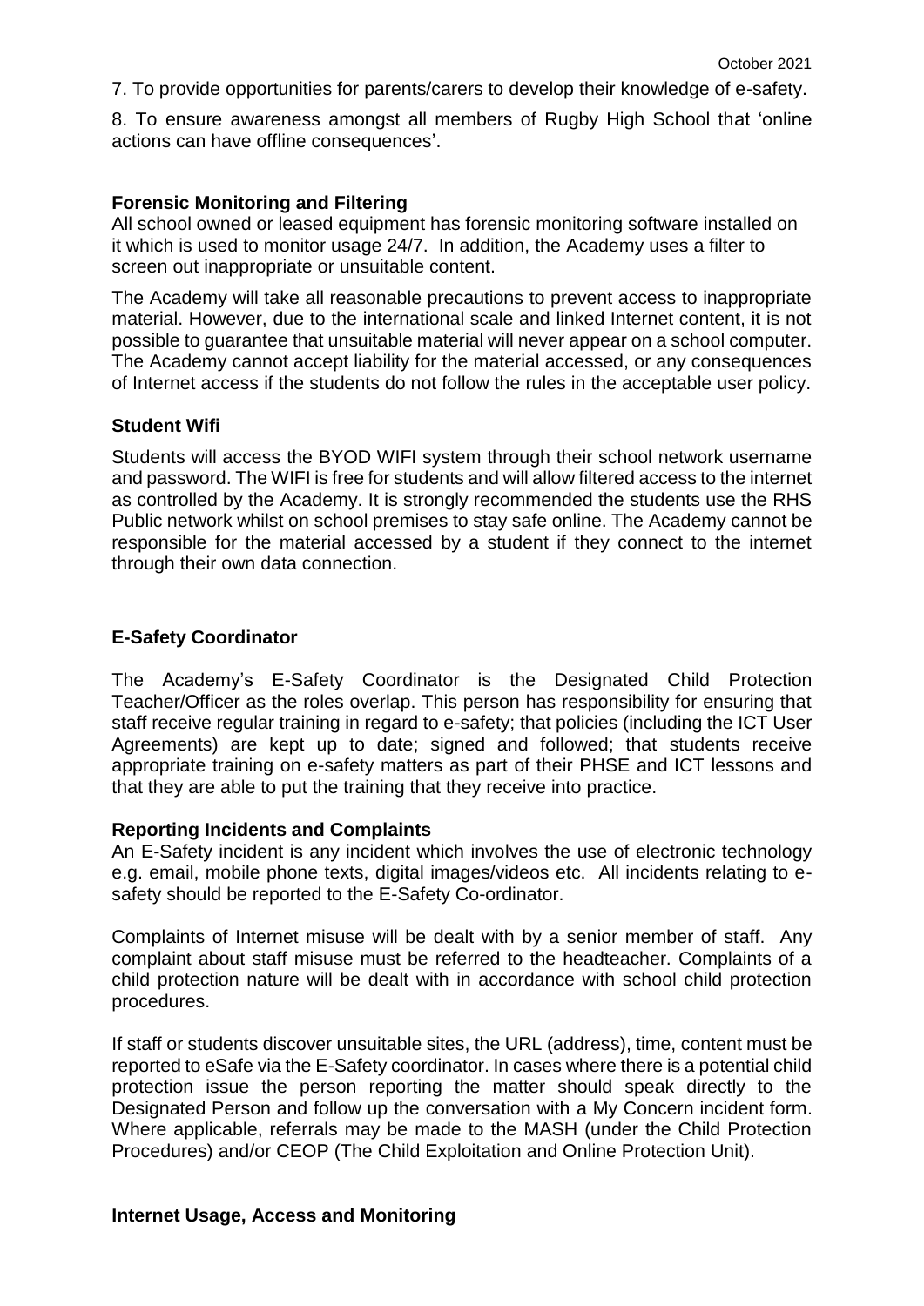7. To provide opportunities for parents/carers to develop their knowledge of e-safety.

8. To ensure awareness amongst all members of Rugby High School that 'online actions can have offline consequences'.

**Forensic Monitoring and Filtering**

All school owned or leased equipment has forensic monitoring software installed on it which is used to monitor usage 24/7. In addition, the Academy uses a filter to screen out inappropriate or unsuitable content.

The Academy will take all reasonable precautions to prevent access to inappropriate material. However, due to the international scale and linked Internet content, it is not possible to guarantee that unsuitable material will never appear on a school computer. The Academy cannot accept liability for the material accessed, or any consequences of Internet access if the students do not follow the rules in the acceptable user policy.

**Student Wifi**

Students will access the BYOD WIFI system through their school network username and password. The WIFI is free for students and will allow filtered access to the internet as controlled by the Academy. It is strongly recommended the students use the RHS Public network whilst on school premises to stay safe online. The Academy cannot be responsible for the material accessed by a student if they connect to the internet through their own data connection.

**E-Safety Coordinator**

The Academy's E-Safety Coordinator is the Designated Child Protection Teacher/Officer as the roles overlap. This person has responsibility for ensuring that staff receive regular training in regard to e-safety; that policies (including the ICT User Agreements) are kept up to date; signed and followed; that students receive appropriate training on e-safety matters as part of their PHSE and ICT lessons and that they are able to put the training that they receive into practice.

**Reporting Incidents and Complaints**

An E-Safety incident is any incident which involves the use of electronic technology e.g. email, mobile phone texts, digital images/videos etc. All incidents relating to e-safety should be reported to the E-Safety Co-ordinator.

Complaints of Internet misuse will be dealt with by a senior member of staff. Any complaint about staff misuse must be referred to the headteacher. Complaints of a child protection nature will be dealt with in accordance with school child protection procedures.

If staff or students discover unsuitable sites, the URL (address), time, content must be reported to eSafe via the E-Safety coordinator. In cases where there is a potential child protection issue the person reporting the matter should speak directly to the Designated Person and follow up the conversation with a My Concern incident form. Where applicable, referrals may be made to the MASH (under the Child Protection Procedures) and/or CEOP (The Child Exploitation and Online Protection Unit).

**Internet Usage, Access and Monitoring**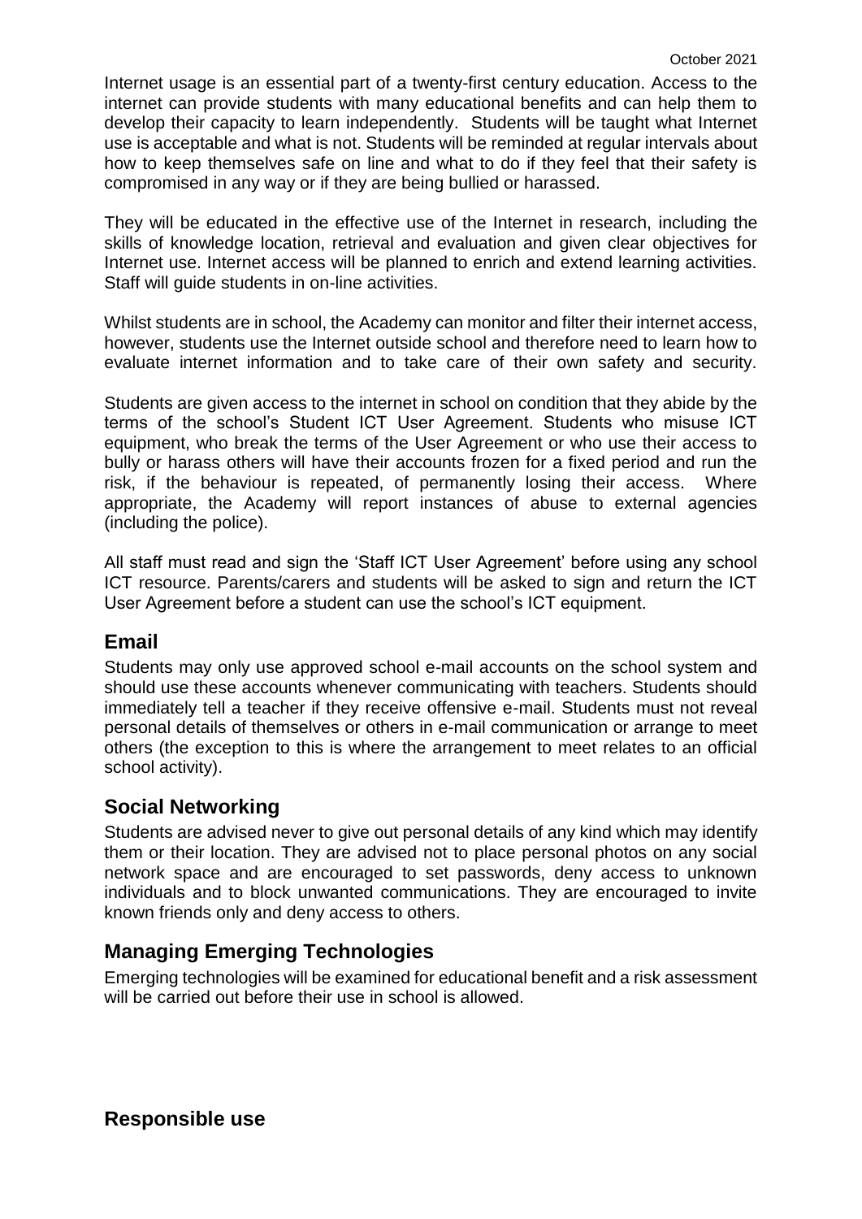Internet usage is an essential part of a twenty-first century education. Access to the internet can provide students with many educational benefits and can help them to develop their capacity to learn independently. Students will be taught what Internet use is acceptable and what is not. Students will be reminded at regular intervals about how to keep themselves safe on line and what to do if they feel that their safety is compromised in any way or if they are being bullied or harassed.

They will be educated in the effective use of the Internet in research, including the skills of knowledge location, retrieval and evaluation and given clear objectives for Internet use. Internet access will be planned to enrich and extend learning activities. Staff will guide students in on-line activities.

Whilst students are in school, the Academy can monitor and filter their internet access, however, students use the Internet outside school and therefore need to learn how to evaluate internet information and to take care of their own safety and security.

Students are given access to the internet in school on condition that they abide by the terms of the school's Student ICT User Agreement. Students who misuse ICT equipment, who break the terms of the User Agreement or who use their access to bully or harass others will have their accounts frozen for a fixed period and run the risk, if the behaviour is repeated, of permanently losing their access. Where appropriate, the Academy will report instances of abuse to external agencies (including the police).

All staff must read and sign the 'Staff ICT User Agreement' before using any school ICT resource. Parents/carers and students will be asked to sign and return the ICT User Agreement before a student can use the school's ICT equipment.

## Email

Students may only use approved school e-mail accounts on the school system and should use these accounts whenever communicating with teachers. Students should immediately tell a teacher if they receive offensive e-mail. Students must not reveal personal details of themselves or others in e-mail communication or arrange to meet others (the exception to this is where the arrangement to meet relates to an official school activity).

## Social Networking

Students are advised never to give out personal details of any kind which may identify them or their location. They are advised not to place personal photos on any social network space and are encouraged to set passwords, deny access to unknown individuals and to block unwanted communications. They are encouraged to invite known friends only and deny access to others.

## Managing Emerging Technologies

Emerging technologies will be examined for educational benefit and a risk assessment will be carried out before their use in school is allowed.

## Responsible use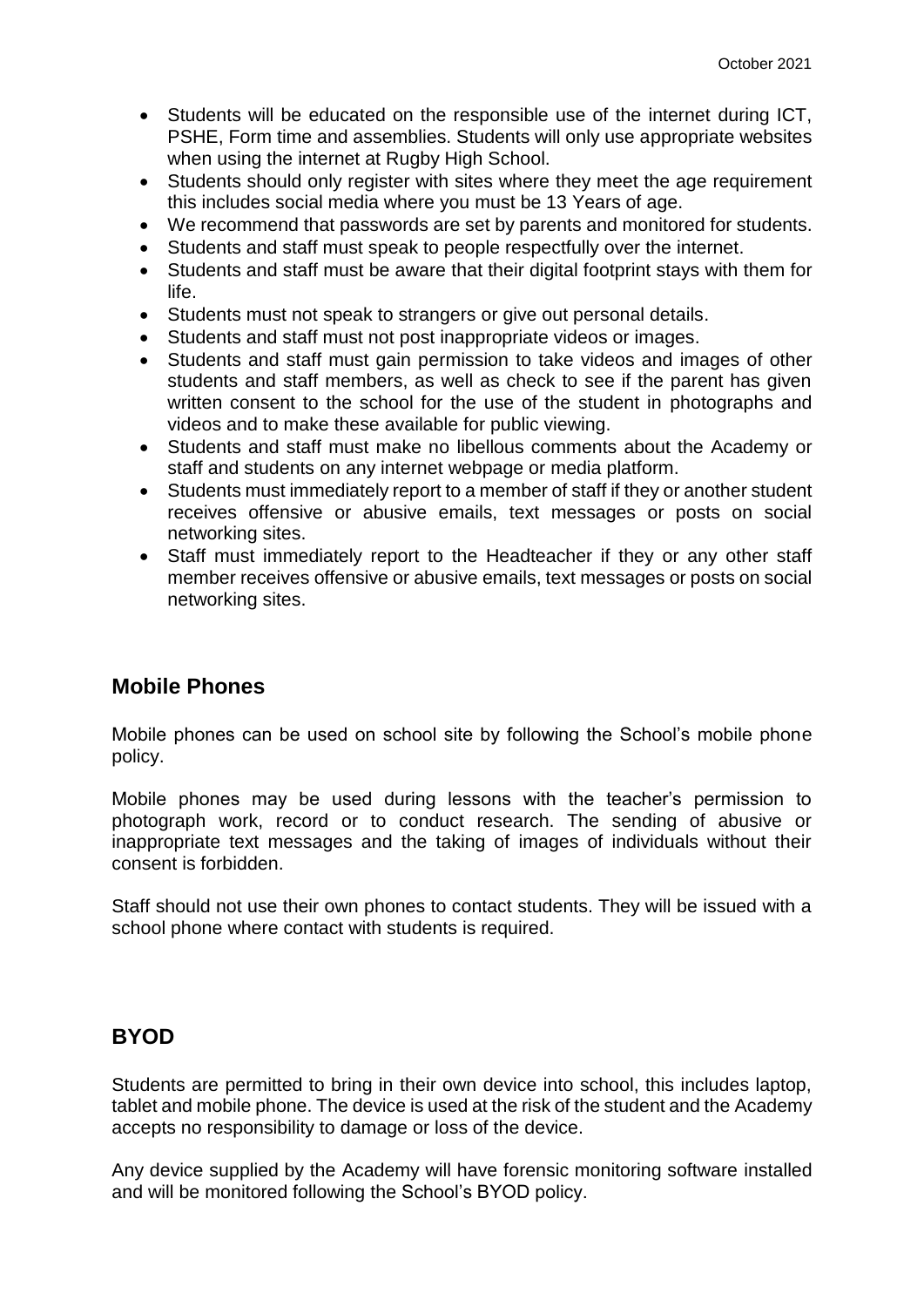- Students will be educated on the responsible use of the internet during ICT, PSHE, Form time and assemblies. Students will only use appropriate websites when using the internet at Rugby High School.
- Students should only register with sites where they meet the age requirement this includes social media where you must be 13 Years of age.
- We recommend that passwords are set by parents and monitored for students.
- Students and staff must speak to people respectfully over the internet.
- Students and staff must be aware that their digital footprint stays with them for life.
- Students must not speak to strangers or give out personal details.
- Students and staff must not post inappropriate videos or images.
- Students and staff must gain permission to take videos and images of other students and staff members, as well as check to see if the parent has given written consent to the school for the use of the student in photographs and videos and to make these available for public viewing.
- Students and staff must make no libellous comments about the Academy or staff and students on any internet webpage or media platform.
- Students must immediately report to a member of staff if they or another student receives offensive or abusive emails, text messages or posts on social networking sites.
- Staff must immediately report to the Headteacher if they or any other staff member receives offensive or abusive emails, text messages or posts on social networking sites.

## Mobile Phones

Mobile phones can be used on school site by following the School's mobile phone policy.

Mobile phones may be used during lessons with the teacher's permission to photograph work, record or to conduct research. The sending of abusive or inappropriate text messages and the taking of images of individuals without their consent is forbidden.

Staff should not use their own phones to contact students. They will be issued with a school phone where contact with students is required.

## BYOD

Students are permitted to bring in their own device into school, this includes laptop, tablet and mobile phone. The device is used at the risk of the student and the Academy accepts no responsibility to damage or loss of the device.

Any device supplied by the Academy will have forensic monitoring software installed and will be monitored following the School's BYOD policy.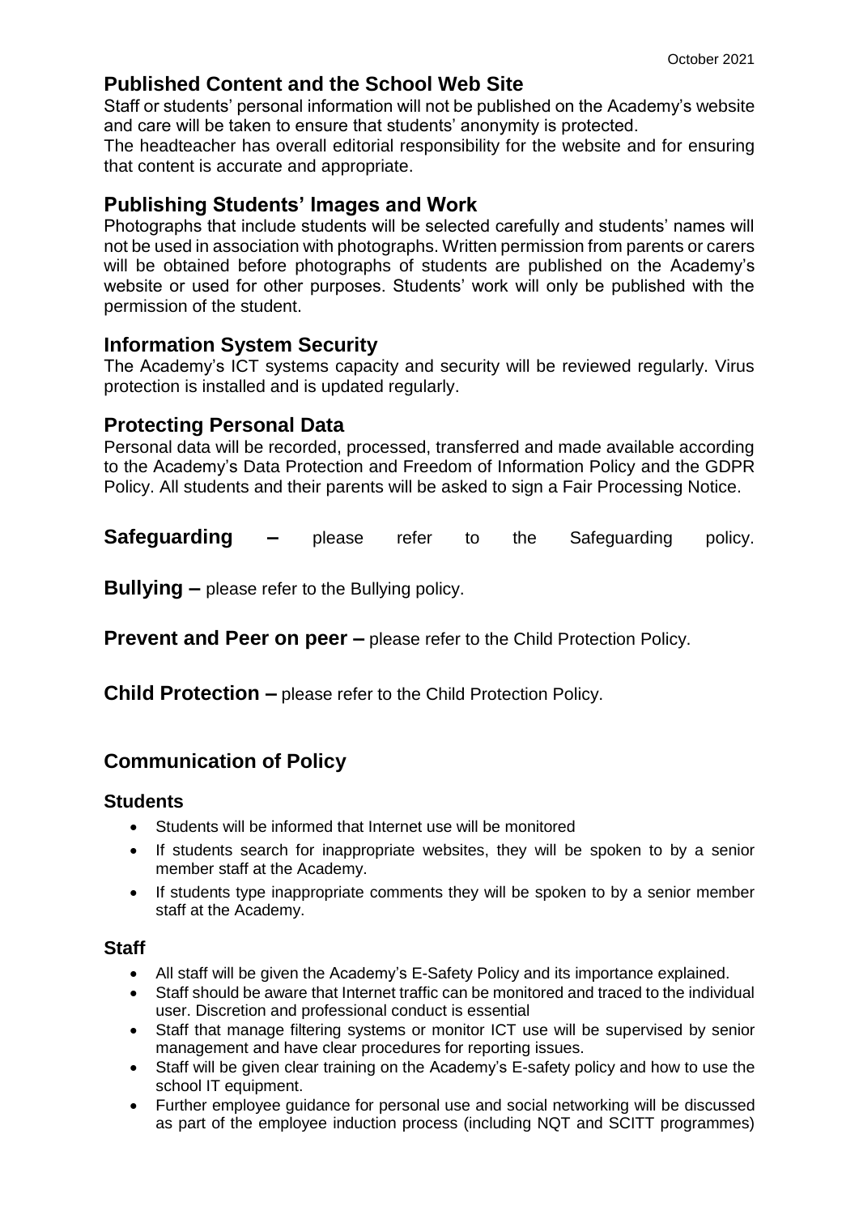## Published Content and the School Web Site

Staff or students' personal information will not be published on the Academy's website and care will be taken to ensure that students' anonymity is protected.
The headteacher has overall editorial responsibility for the website and for ensuring that content is accurate and appropriate.

## Publishing Students' Images and Work

Photographs that include students will be selected carefully and students' names will not be used in association with photographs. Written permission from parents or carers will be obtained before photographs of students are published on the Academy's website or used for other purposes. Students' work will only be published with the permission of the student.

## Information System Security

The Academy's ICT systems capacity and security will be reviewed regularly. Virus protection is installed and is updated regularly.

## Protecting Personal Data

Personal data will be recorded, processed, transferred and made available according to the Academy's Data Protection and Freedom of Information Policy and the GDPR Policy. All students and their parents will be asked to sign a Fair Processing Notice.

**Safeguarding –** please refer to the Safeguarding policy.

**Bullying –** please refer to the Bullying policy.

**Prevent and Peer on peer –** please refer to the Child Protection Policy.

**Child Protection –** please refer to the Child Protection Policy.

## Communication of Policy

### Students

- Students will be informed that Internet use will be monitored
- If students search for inappropriate websites, they will be spoken to by a senior member staff at the Academy.
- If students type inappropriate comments they will be spoken to by a senior member staff at the Academy.

### Staff

- All staff will be given the Academy's E-Safety Policy and its importance explained.
- Staff should be aware that Internet traffic can be monitored and traced to the individual user. Discretion and professional conduct is essential
- Staff that manage filtering systems or monitor ICT use will be supervised by senior management and have clear procedures for reporting issues.
- Staff will be given clear training on the Academy's E-safety policy and how to use the school IT equipment.
- Further employee guidance for personal use and social networking will be discussed as part of the employee induction process (including NQT and SCITT programmes)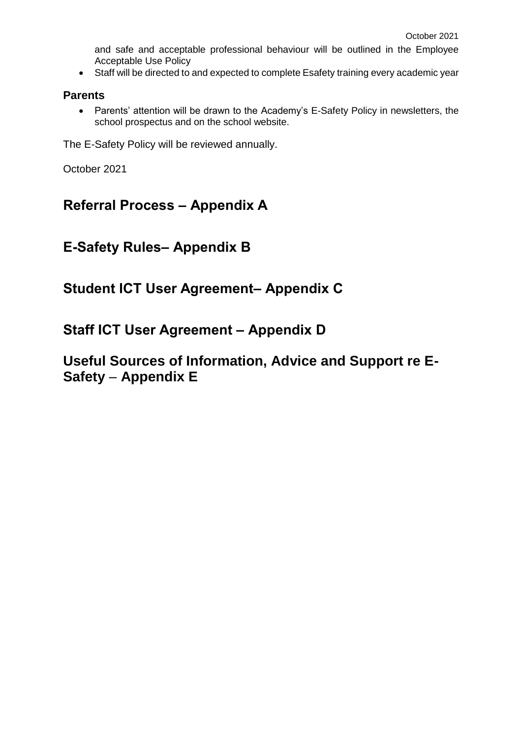and safe and acceptable professional behaviour will be outlined in the Employee Acceptable Use Policy

- Staff will be directed to and expected to complete Esafety training every academic year

### Parents

- Parents' attention will be drawn to the Academy's E-Safety Policy in newsletters, the school prospectus and on the school website.

The E-Safety Policy will be reviewed annually.

October 2021

## Referral Process – Appendix A

## E-Safety Rules– Appendix B

## Student ICT User Agreement– Appendix C

## Staff ICT User Agreement – Appendix D

## Useful Sources of Information, Advice and Support re E-Safety – Appendix E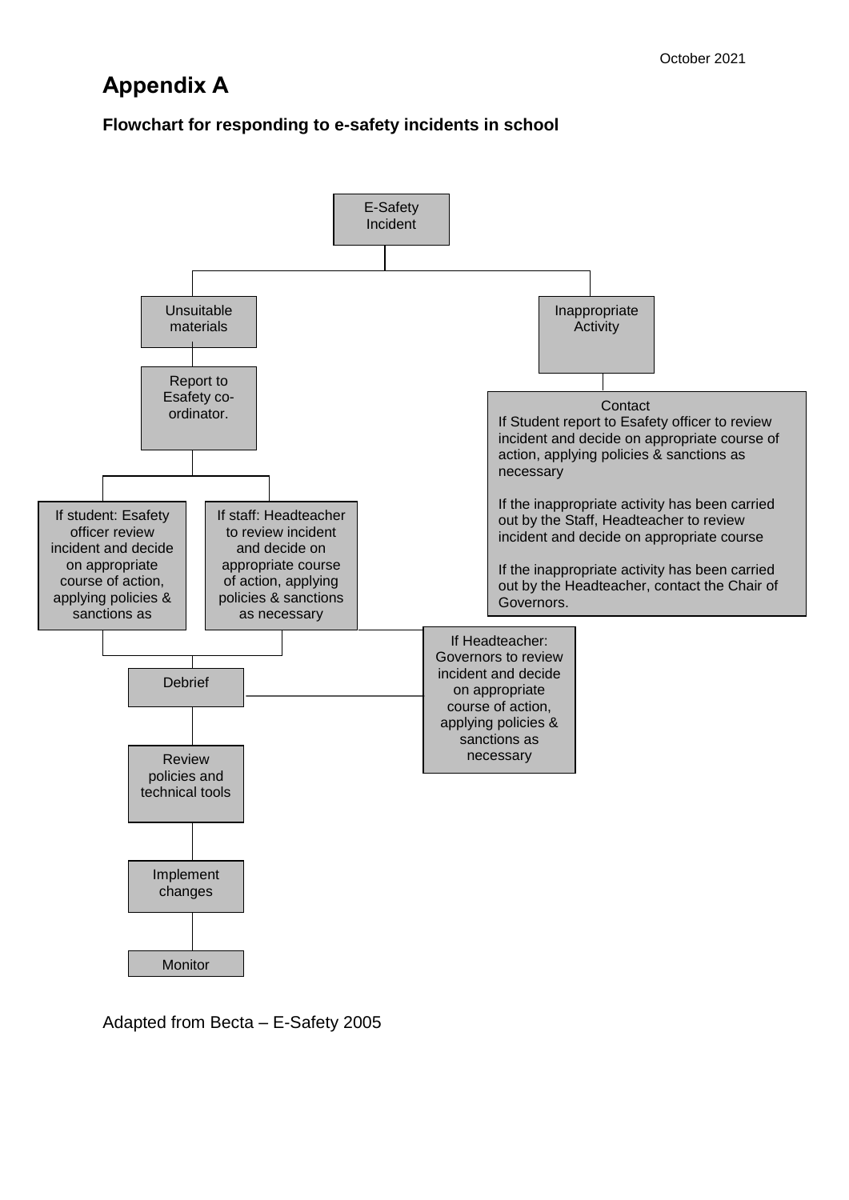# Appendix A

**Flowchart for responding to e-safety incidents in school**

E-Safety Incident

- Unsuitable materials
  - Report to Esafety co-ordinator.
    - If student: Esafety officer review incident and decide on appropriate course of action, applying policies & sanctions as
    - If staff: Headteacher to review incident and decide on appropriate course of action, applying policies & sanctions as necessary
    - If Headteacher: Governors to review incident and decide on appropriate course of action, applying policies & sanctions as necessary
  - Debrief
  - Review policies and technical tools
  - Implement changes
  - Monitor
- Inappropriate Activity
  - Contact
    - If Student report to Esafety officer to review incident and decide on appropriate course of action, applying policies & sanctions as necessary
    - If the inappropriate activity has been carried out by the Staff, Headteacher to review incident and decide on appropriate course
    - If the inappropriate activity has been carried out by the Headteacher, contact the Chair of Governors.

Adapted from Becta – E-Safety 2005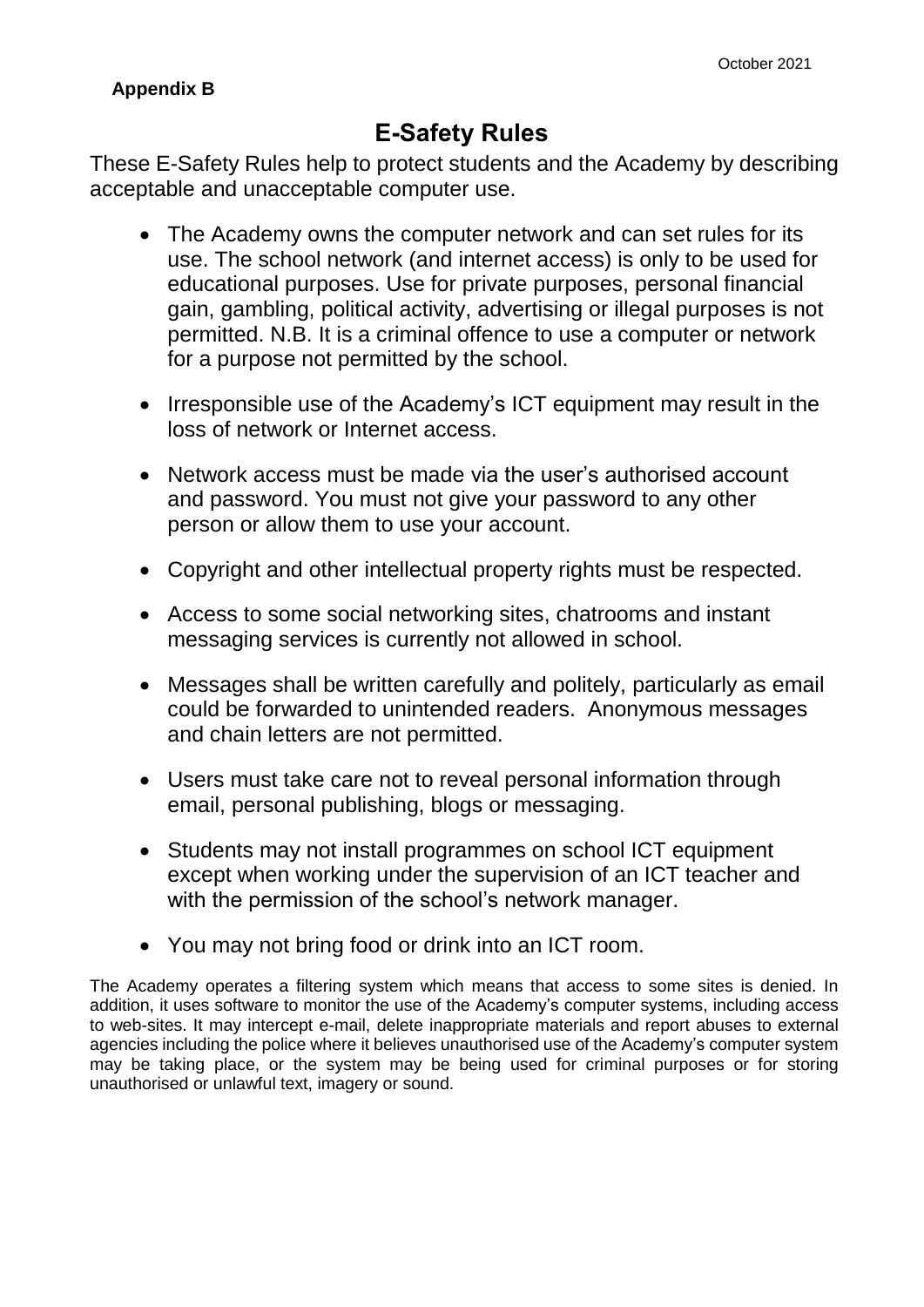**Appendix B**

# E-Safety Rules

These E-Safety Rules help to protect students and the Academy by describing acceptable and unacceptable computer use.

- The Academy owns the computer network and can set rules for its use. The school network (and internet access) is only to be used for educational purposes. Use for private purposes, personal financial gain, gambling, political activity, advertising or illegal purposes is not permitted. N.B. It is a criminal offence to use a computer or network for a purpose not permitted by the school.
- Irresponsible use of the Academy's ICT equipment may result in the loss of network or Internet access.
- Network access must be made via the user's authorised account and password. You must not give your password to any other person or allow them to use your account.
- Copyright and other intellectual property rights must be respected.
- Access to some social networking sites, chatrooms and instant messaging services is currently not allowed in school.
- Messages shall be written carefully and politely, particularly as email could be forwarded to unintended readers. Anonymous messages and chain letters are not permitted.
- Users must take care not to reveal personal information through email, personal publishing, blogs or messaging.
- Students may not install programmes on school ICT equipment except when working under the supervision of an ICT teacher and with the permission of the school's network manager.
- You may not bring food or drink into an ICT room.

The Academy operates a filtering system which means that access to some sites is denied. In addition, it uses software to monitor the use of the Academy's computer systems, including access to web-sites. It may intercept e-mail, delete inappropriate materials and report abuses to external agencies including the police where it believes unauthorised use of the Academy's computer system may be taking place, or the system may be being used for criminal purposes or for storing unauthorised or unlawful text, imagery or sound.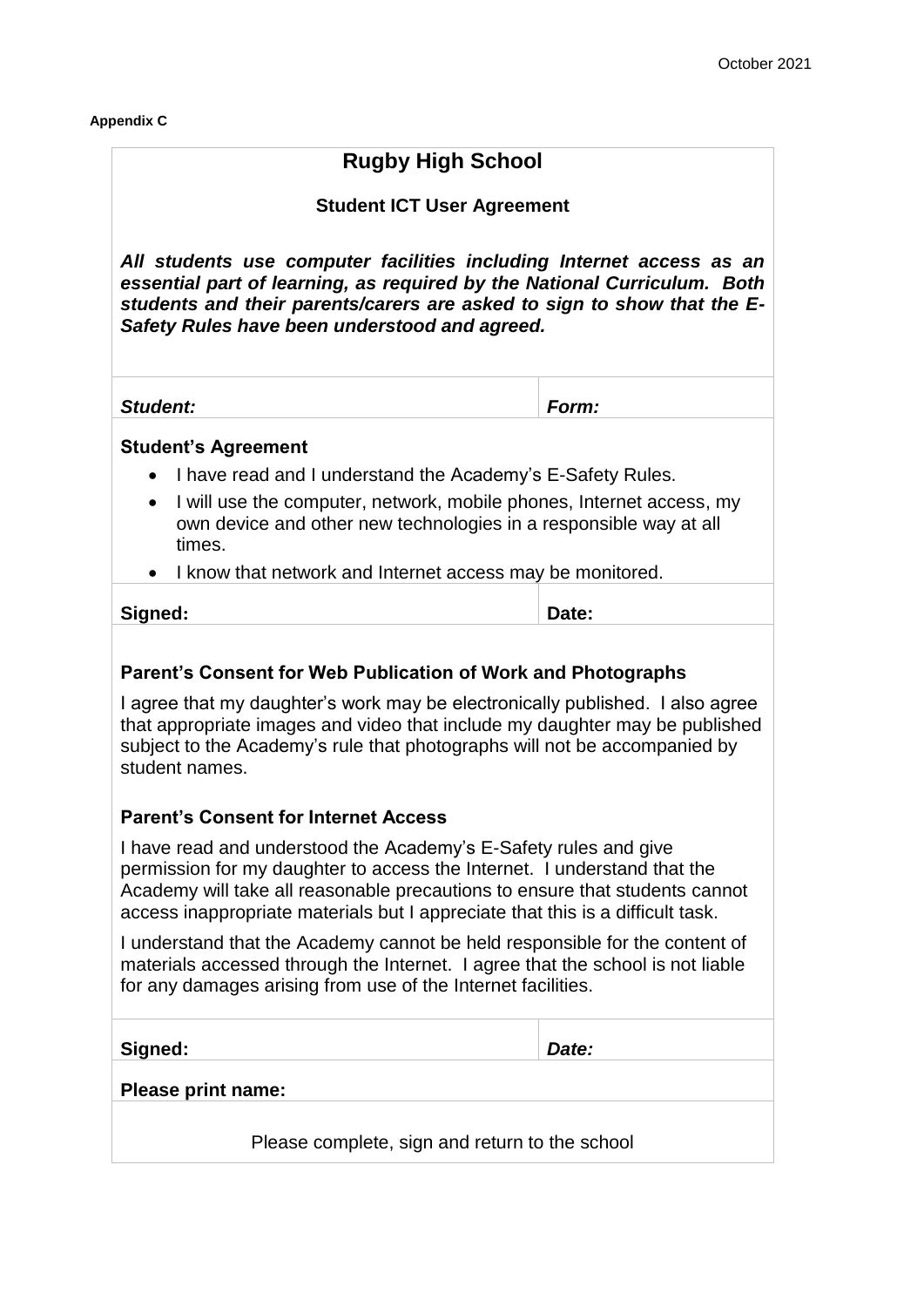**Appendix C**

# Rugby High School

## Student ICT User Agreement

***All students use computer facilities including Internet access as an essential part of learning, as required by the National Curriculum. Both students and their parents/carers are asked to sign to show that the E-Safety Rules have been understood and agreed.***

| ***Student:*** | ***Form:*** |
|---|---|

**Student's Agreement**

- I have read and I understand the Academy's E-Safety Rules.
- I will use the computer, network, mobile phones, Internet access, my own device and other new technologies in a responsible way at all times.
- I know that network and Internet access may be monitored.

| **Signed:** | **Date:** |
|---|---|

**Parent's Consent for Web Publication of Work and Photographs**

I agree that my daughter's work may be electronically published. I also agree that appropriate images and video that include my daughter may be published subject to the Academy's rule that photographs will not be accompanied by student names.

**Parent's Consent for Internet Access**

I have read and understood the Academy's E-Safety rules and give permission for my daughter to access the Internet. I understand that the Academy will take all reasonable precautions to ensure that students cannot access inappropriate materials but I appreciate that this is a difficult task.

I understand that the Academy cannot be held responsible for the content of materials accessed through the Internet. I agree that the school is not liable for any damages arising from use of the Internet facilities.

| **Signed:** | ***Date:*** |
|---|---|

**Please print name:**

Please complete, sign and return to the school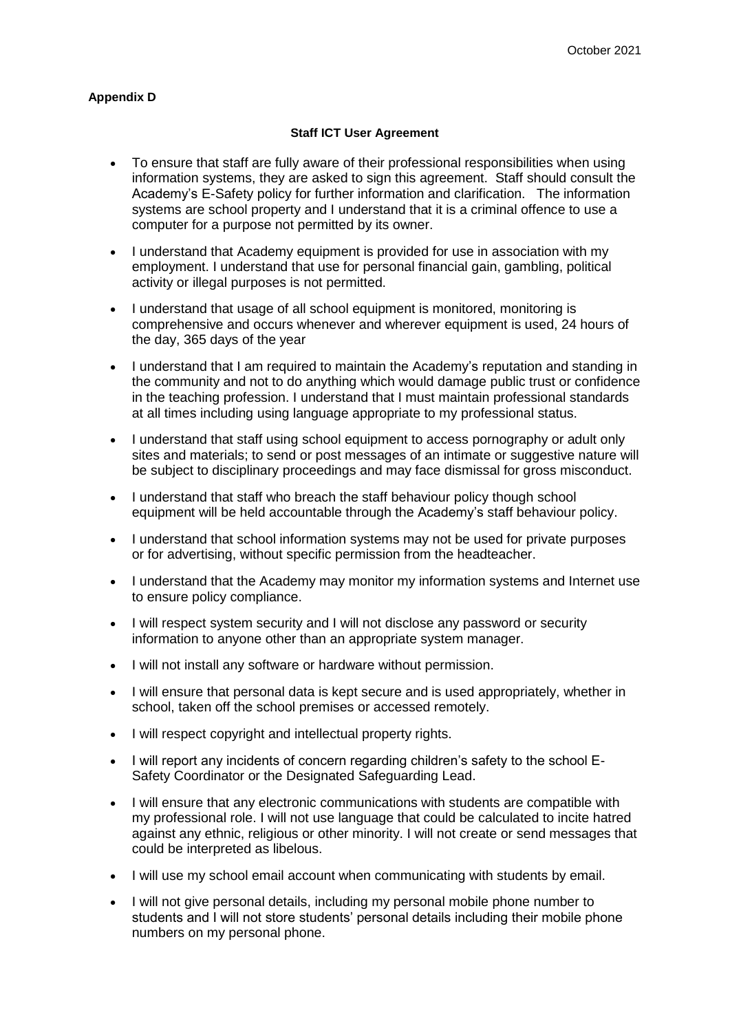**Appendix D**

**Staff ICT User Agreement**

- To ensure that staff are fully aware of their professional responsibilities when using information systems, they are asked to sign this agreement. Staff should consult the Academy's E-Safety policy for further information and clarification. The information systems are school property and I understand that it is a criminal offence to use a computer for a purpose not permitted by its owner.
- I understand that Academy equipment is provided for use in association with my employment. I understand that use for personal financial gain, gambling, political activity or illegal purposes is not permitted.
- I understand that usage of all school equipment is monitored, monitoring is comprehensive and occurs whenever and wherever equipment is used, 24 hours of the day, 365 days of the year
- I understand that I am required to maintain the Academy's reputation and standing in the community and not to do anything which would damage public trust or confidence in the teaching profession. I understand that I must maintain professional standards at all times including using language appropriate to my professional status.
- I understand that staff using school equipment to access pornography or adult only sites and materials; to send or post messages of an intimate or suggestive nature will be subject to disciplinary proceedings and may face dismissal for gross misconduct.
- I understand that staff who breach the staff behaviour policy though school equipment will be held accountable through the Academy's staff behaviour policy.
- I understand that school information systems may not be used for private purposes or for advertising, without specific permission from the headteacher.
- I understand that the Academy may monitor my information systems and Internet use to ensure policy compliance.
- I will respect system security and I will not disclose any password or security information to anyone other than an appropriate system manager.
- I will not install any software or hardware without permission.
- I will ensure that personal data is kept secure and is used appropriately, whether in school, taken off the school premises or accessed remotely.
- I will respect copyright and intellectual property rights.
- I will report any incidents of concern regarding children's safety to the school E-Safety Coordinator or the Designated Safeguarding Lead.
- I will ensure that any electronic communications with students are compatible with my professional role. I will not use language that could be calculated to incite hatred against any ethnic, religious or other minority. I will not create or send messages that could be interpreted as libelous.
- I will use my school email account when communicating with students by email.
- I will not give personal details, including my personal mobile phone number to students and I will not store students' personal details including their mobile phone numbers on my personal phone.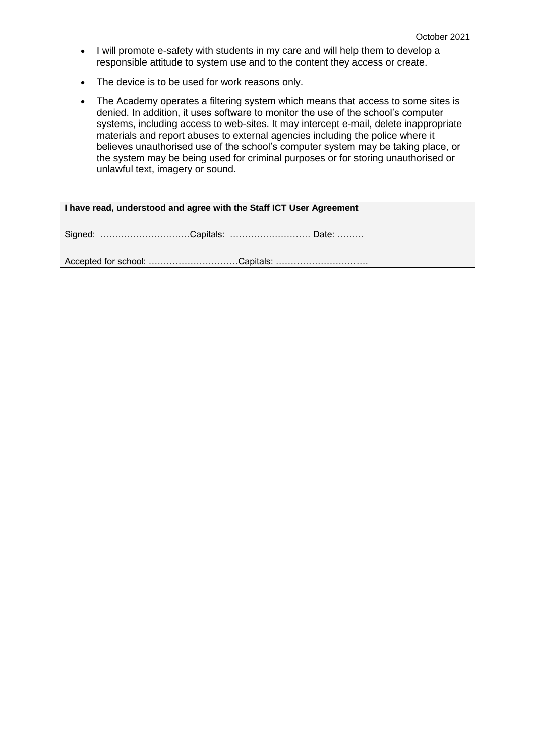- I will promote e-safety with students in my care and will help them to develop a responsible attitude to system use and to the content they access or create.
- The device is to be used for work reasons only.
- The Academy operates a filtering system which means that access to some sites is denied. In addition, it uses software to monitor the use of the school's computer systems, including access to web-sites. It may intercept e-mail, delete inappropriate materials and report abuses to external agencies including the police where it believes unauthorised use of the school's computer system may be taking place, or the system may be being used for criminal purposes or for storing unauthorised or unlawful text, imagery or sound.

**I have read, understood and agree with the Staff ICT User Agreement**

Signed: …………………………Capitals: ……………………… Date: ………

Accepted for school: …………………………Capitals: …………………………